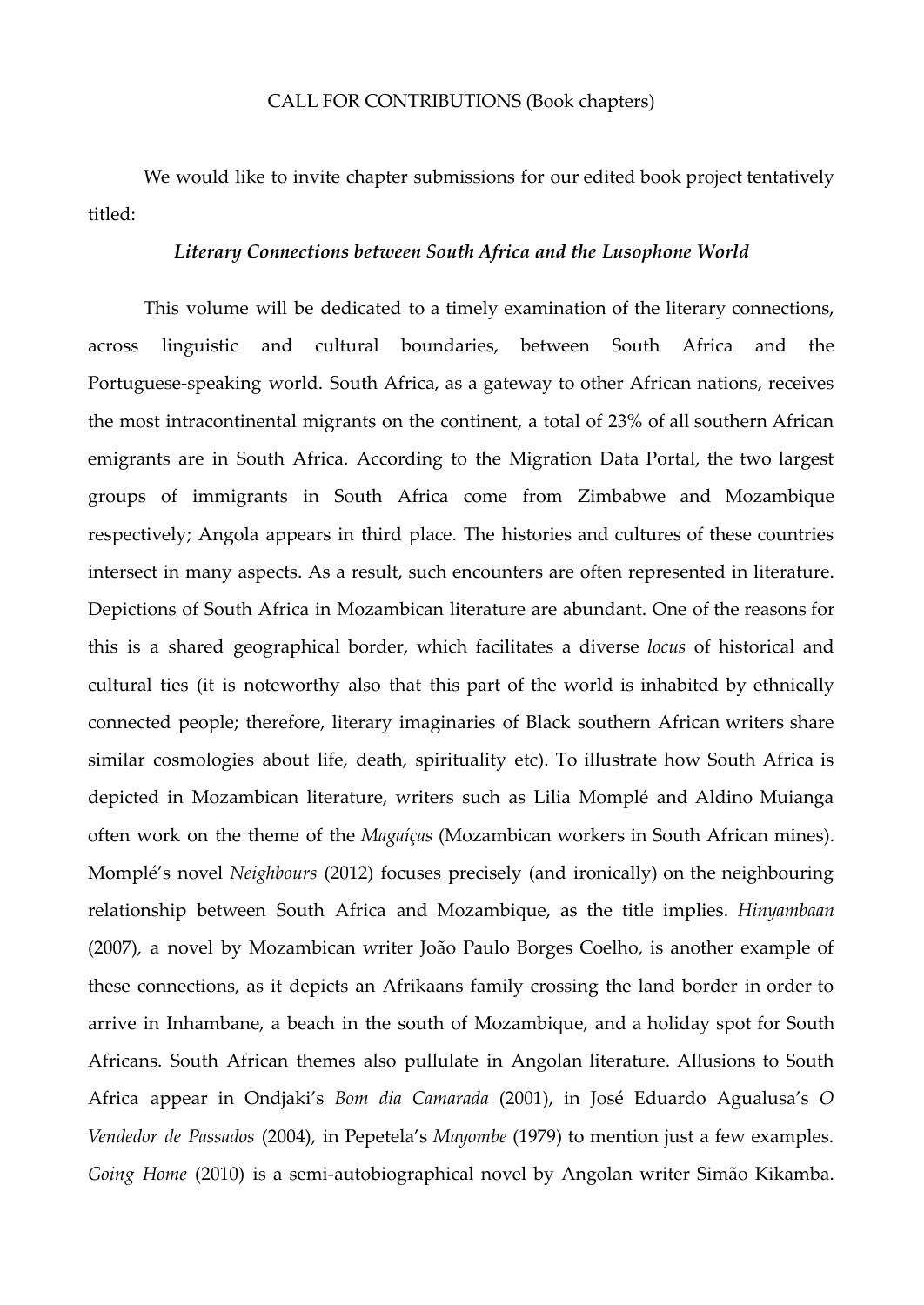CALL FOR CONTRIBUTIONS (Book chapters)

We would like to invite chapter submissions for our edited book project tentatively titled:

***Literary Connections between South Africa and the Lusophone World***

This volume will be dedicated to a timely examination of the literary connections, across linguistic and cultural boundaries, between South Africa and the Portuguese-speaking world. South Africa, as a gateway to other African nations, receives the most intracontinental migrants on the continent, a total of 23% of all southern African emigrants are in South Africa. According to the Migration Data Portal, the two largest groups of immigrants in South Africa come from Zimbabwe and Mozambique respectively; Angola appears in third place. The histories and cultures of these countries intersect in many aspects. As a result, such encounters are often represented in literature. Depictions of South Africa in Mozambican literature are abundant. One of the reasons for this is a shared geographical border, which facilitates a diverse *locus* of historical and cultural ties (it is noteworthy also that this part of the world is inhabited by ethnically connected people; therefore, literary imaginaries of Black southern African writers share similar cosmologies about life, death, spirituality etc). To illustrate how South Africa is depicted in Mozambican literature, writers such as Lilia Momplé and Aldino Muianga often work on the theme of the *Magaíças* (Mozambican workers in South African mines). Momplé's novel *Neighbours* (2012) focuses precisely (and ironically) on the neighbouring relationship between South Africa and Mozambique, as the title implies. *Hinyambaan* (2007), a novel by Mozambican writer João Paulo Borges Coelho, is another example of these connections, as it depicts an Afrikaans family crossing the land border in order to arrive in Inhambane, a beach in the south of Mozambique, and a holiday spot for South Africans. South African themes also pullulate in Angolan literature. Allusions to South Africa appear in Ondjaki's *Bom dia Camarada* (2001), in José Eduardo Agualusa's *O Vendedor de Passados* (2004), in Pepetela's *Mayombe* (1979) to mention just a few examples. *Going Home* (2010) is a semi-autobiographical novel by Angolan writer Simão Kikamba.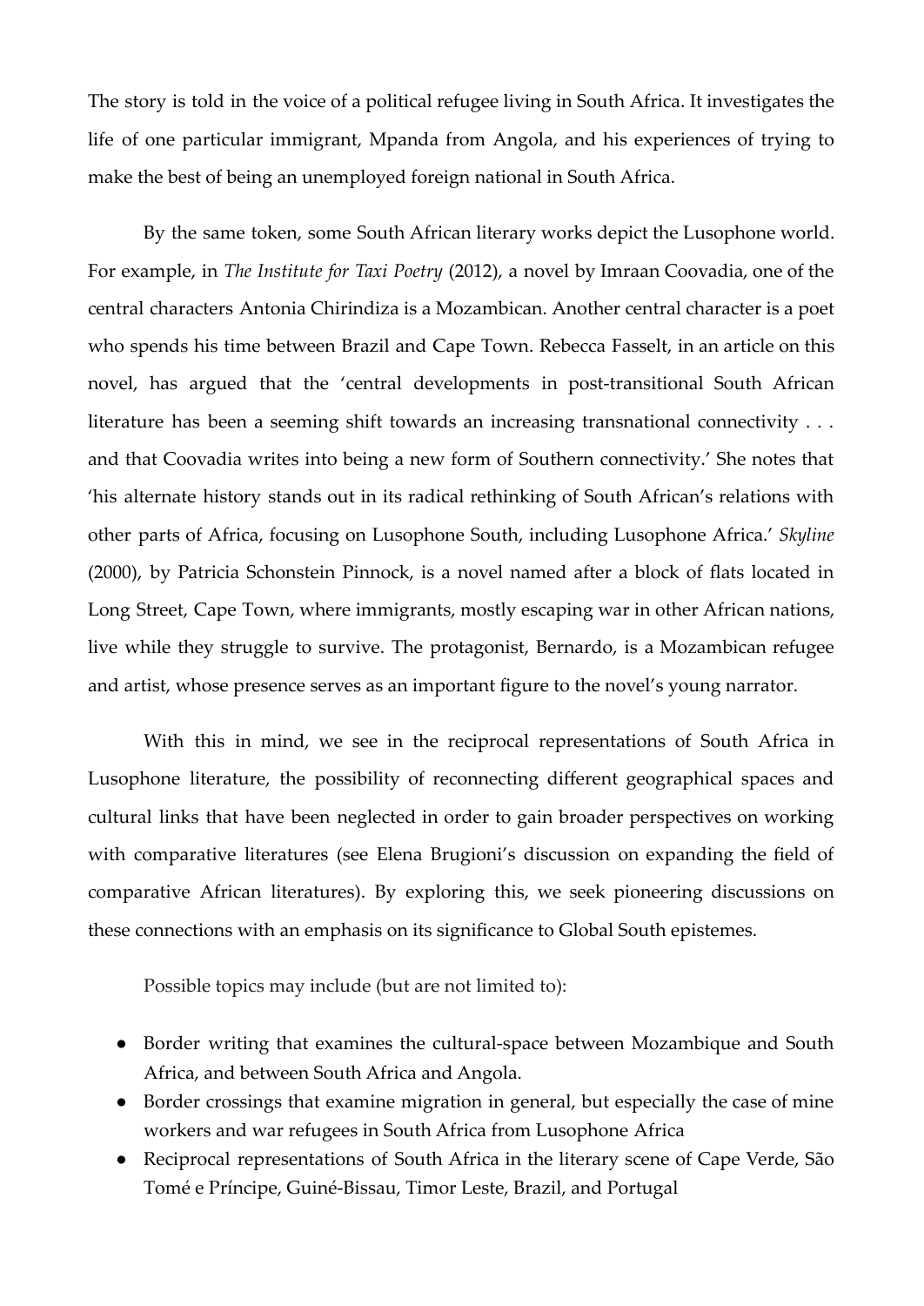The story is told in the voice of a political refugee living in South Africa. It investigates the life of one particular immigrant, Mpanda from Angola, and his experiences of trying to make the best of being an unemployed foreign national in South Africa.

By the same token, some South African literary works depict the Lusophone world. For example, in *The Institute for Taxi Poetry* (2012), a novel by Imraan Coovadia, one of the central characters Antonia Chirindiza is a Mozambican. Another central character is a poet who spends his time between Brazil and Cape Town. Rebecca Fasselt, in an article on this novel, has argued that the 'central developments in post-transitional South African literature has been a seeming shift towards an increasing transnational connectivity . . . and that Coovadia writes into being a new form of Southern connectivity.' She notes that 'his alternate history stands out in its radical rethinking of South African's relations with other parts of Africa, focusing on Lusophone South, including Lusophone Africa.' *Skyline* (2000), by Patricia Schonstein Pinnock, is a novel named after a block of flats located in Long Street, Cape Town, where immigrants, mostly escaping war in other African nations, live while they struggle to survive. The protagonist, Bernardo, is a Mozambican refugee and artist, whose presence serves as an important figure to the novel's young narrator.

With this in mind, we see in the reciprocal representations of South Africa in Lusophone literature, the possibility of reconnecting different geographical spaces and cultural links that have been neglected in order to gain broader perspectives on working with comparative literatures (see Elena Brugioni's discussion on expanding the field of comparative African literatures). By exploring this, we seek pioneering discussions on these connections with an emphasis on its significance to Global South epistemes.

Possible topics may include (but are not limited to):

- Border writing that examines the cultural-space between Mozambique and South Africa, and between South Africa and Angola.
- Border crossings that examine migration in general, but especially the case of mine workers and war refugees in South Africa from Lusophone Africa
- Reciprocal representations of South Africa in the literary scene of Cape Verde, São Tomé e Príncipe, Guiné-Bissau, Timor Leste, Brazil, and Portugal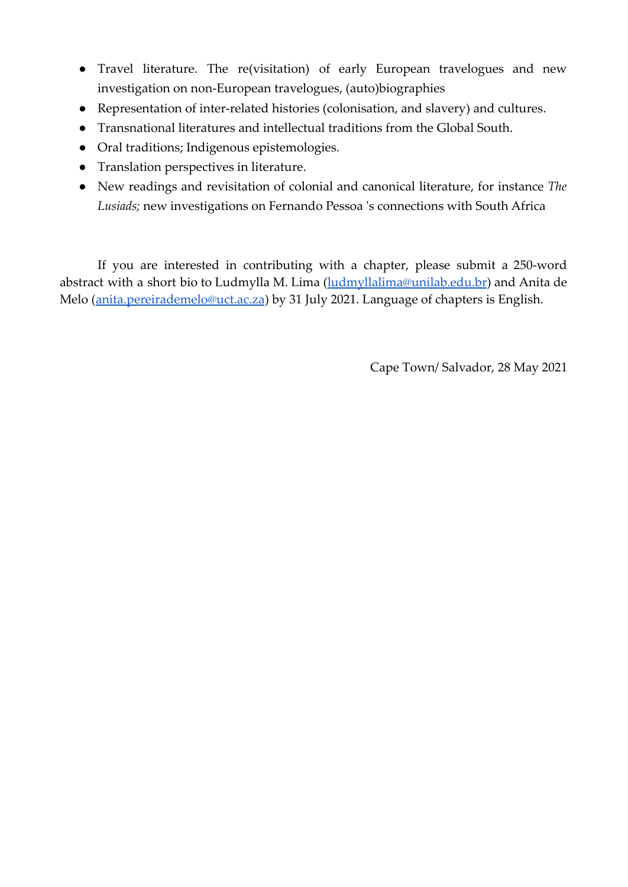- Travel literature. The re(visitation) of early European travelogues and new investigation on non-European travelogues, (auto)biographies
- Representation of inter-related histories (colonisation, and slavery) and cultures.
- Transnational literatures and intellectual traditions from the Global South.
- Oral traditions; Indigenous epistemologies.
- Translation perspectives in literature.
- New readings and revisitation of colonial and canonical literature, for instance *The Lusiads;* new investigations on Fernando Pessoa 's connections with South Africa

If you are interested in contributing with a chapter, please submit a 250-word abstract with a short bio to Ludmylla M. Lima (ludmyllalima@unilab.edu.br) and Anita de Melo (anita.pereirademelo@uct.ac.za) by 31 July 2021. Language of chapters is English.

Cape Town/ Salvador, 28 May 2021